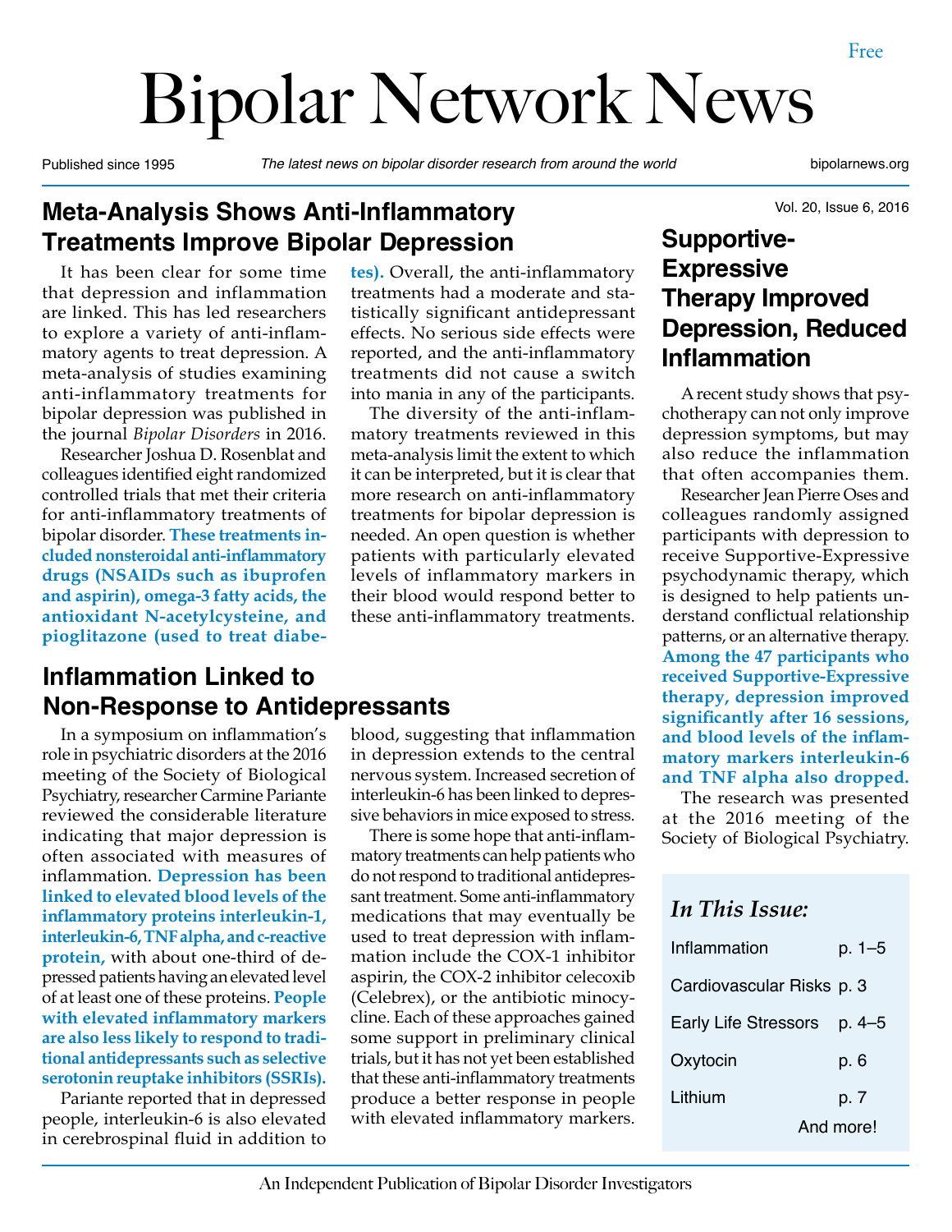# Bipolar Network News

Free

Published since 1995 | *The latest news on bipolar disorder research from around the world* | bipolarnews.org

Vol. 20, Issue 6, 2016

## Meta-Analysis Shows Anti-Inflammatory Treatments Improve Bipolar Depression

It has been clear for some time that depression and inflammation are linked. This has led researchers to explore a variety of anti-inflammatory agents to treat depression. A meta-analysis of studies examining anti-inflammatory treatments for bipolar depression was published in the journal *Bipolar Disorders* in 2016.

Researcher Joshua D. Rosenblat and colleagues identified eight randomized controlled trials that met their criteria for anti-inflammatory treatments of bipolar disorder. **These treatments included nonsteroidal anti-inflammatory drugs (NSAIDs such as ibuprofen and aspirin), omega-3 fatty acids, the antioxidant N-acetylcysteine, and pioglitazone (used to treat diabetes).** Overall, the anti-inflammatory treatments had a moderate and statistically significant antidepressant effects. No serious side effects were reported, and the anti-inflammatory treatments did not cause a switch into mania in any of the participants.

The diversity of the anti-inflammatory treatments reviewed in this meta-analysis limit the extent to which it can be interpreted, but it is clear that more research on anti-inflammatory treatments for bipolar depression is needed. An open question is whether patients with particularly elevated levels of inflammatory markers in their blood would respond better to these anti-inflammatory treatments.

## Inflammation Linked to Non-Response to Antidepressants

In a symposium on inflammation's role in psychiatric disorders at the 2016 meeting of the Society of Biological Psychiatry, researcher Carmine Pariante reviewed the considerable literature indicating that major depression is often associated with measures of inflammation. **Depression has been linked to elevated blood levels of the inflammatory proteins interleukin-1, interleukin-6, TNF alpha, and c-reactive protein,** with about one-third of depressed patients having an elevated level of at least one of these proteins. **People with elevated inflammatory markers are also less likely to respond to traditional antidepressants such as selective serotonin reuptake inhibitors (SSRIs).**

Pariante reported that in depressed people, interleukin-6 is also elevated in cerebrospinal fluid in addition to blood, suggesting that inflammation in depression extends to the central nervous system. Increased secretion of interleukin-6 has been linked to depressive behaviors in mice exposed to stress.

There is some hope that anti-inflammatory treatments can help patients who do not respond to traditional antidepressant treatment. Some anti-inflammatory medications that may eventually be used to treat depression with inflammation include the COX-1 inhibitor aspirin, the COX-2 inhibitor celecoxib (Celebrex), or the antibiotic minocycline. Each of these approaches gained some support in preliminary clinical trials, but it has not yet been established that these anti-inflammatory treatments produce a better response in people with elevated inflammatory markers.

## Supportive-Expressive Therapy Improved Depression, Reduced Inflammation

A recent study shows that psychotherapy can not only improve depression symptoms, but may also reduce the inflammation that often accompanies them.

Researcher Jean Pierre Oses and colleagues randomly assigned participants with depression to receive Supportive-Expressive psychodynamic therapy, which is designed to help patients understand conflictual relationship patterns, or an alternative therapy. **Among the 47 participants who received Supportive-Expressive therapy, depression improved significantly after 16 sessions, and blood levels of the inflammatory markers interleukin-6 and TNF alpha also dropped.**

The research was presented at the 2016 meeting of the Society of Biological Psychiatry.

### *In This Issue:*

| | |
|---|---|
| Inflammation | p. 1–5 |
| Cardiovascular Risks | p. 3 |
| Early Life Stressors | p. 4–5 |
| Oxytocin | p. 6 |
| Lithium | p. 7 |
| And more! | |

An Independent Publication of Bipolar Disorder Investigators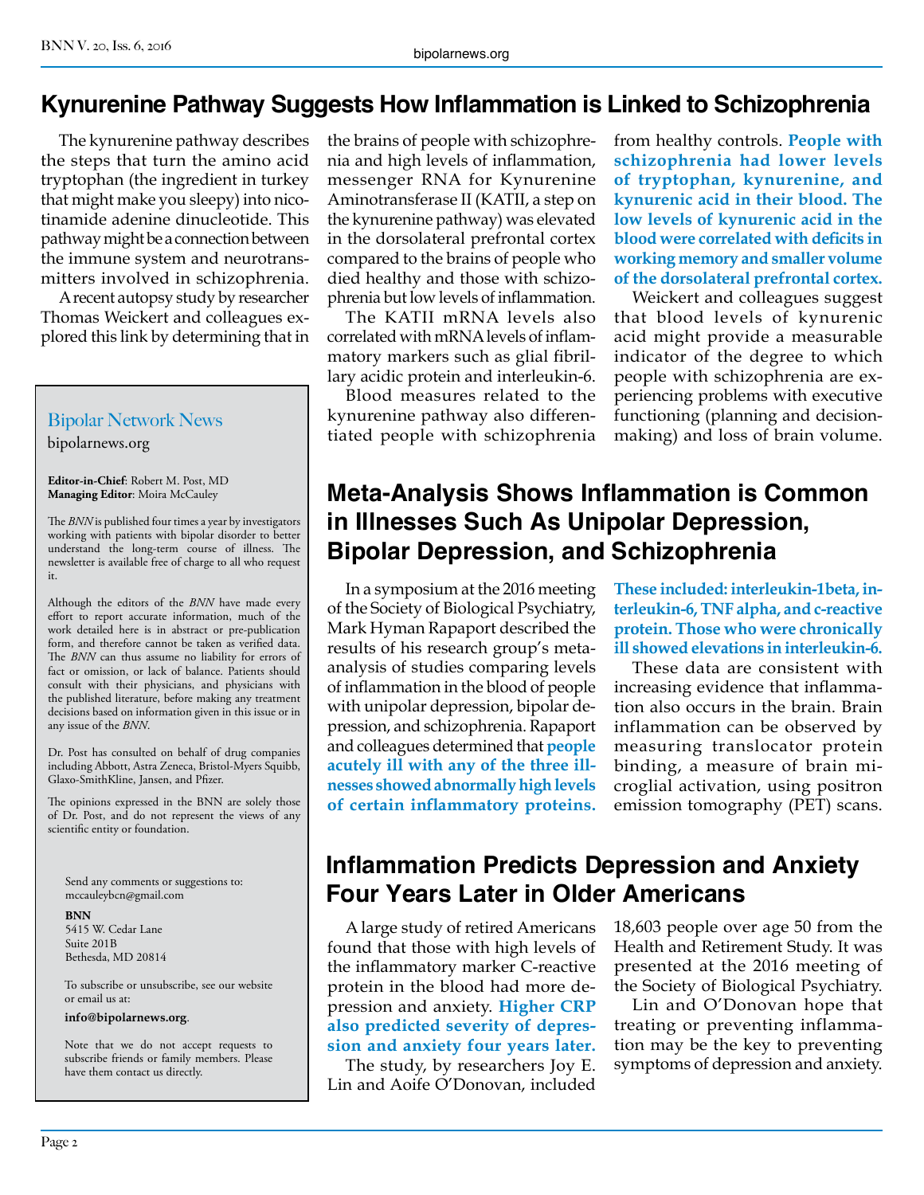## Kynurenine Pathway Suggests How Inflammation is Linked to Schizophrenia

The kynurenine pathway describes the steps that turn the amino acid tryptophan (the ingredient in turkey that might make you sleepy) into nicotinamide adenine dinucleotide. This pathway might be a connection between the immune system and neurotransmitters involved in schizophrenia.

A recent autopsy study by researcher Thomas Weickert and colleagues explored this link by determining that in the brains of people with schizophrenia and high levels of inflammation, messenger RNA for Kynurenine Aminotransferase II (KATII, a step on the kynurenine pathway) was elevated in the dorsolateral prefrontal cortex compared to the brains of people who died healthy and those with schizophrenia but low levels of inflammation.

The KATII mRNA levels also correlated with mRNA levels of inflammatory markers such as glial fibrillary acidic protein and interleukin-6.

Blood measures related to the kynurenine pathway also differentiated people with schizophrenia from healthy controls. **People with schizophrenia had lower levels of tryptophan, kynurenine, and kynurenic acid in their blood. The low levels of kynurenic acid in the blood were correlated with deficits in working memory and smaller volume of the dorsolateral prefrontal cortex.**

Weickert and colleagues suggest that blood levels of kynurenic acid might provide a measurable indicator of the degree to which people with schizophrenia are experiencing problems with executive functioning (planning and decision-making) and loss of brain volume.

## Meta-Analysis Shows Inflammation is Common in Illnesses Such As Unipolar Depression, Bipolar Depression, and Schizophrenia

In a symposium at the 2016 meeting of the Society of Biological Psychiatry, Mark Hyman Rapaport described the results of his research group's meta-analysis of studies comparing levels of inflammation in the blood of people with unipolar depression, bipolar depression, and schizophrenia. Rapaport and colleagues determined that **people acutely ill with any of the three illnesses showed abnormally high levels of certain inflammatory proteins. These included: interleukin-1beta, interleukin-6, TNF alpha, and c-reactive protein. Those who were chronically ill showed elevations in interleukin-6.**

These data are consistent with increasing evidence that inflammation also occurs in the brain. Brain inflammation can be observed by measuring translocator protein binding, a measure of brain microglial activation, using positron emission tomography (PET) scans.

## Inflammation Predicts Depression and Anxiety Four Years Later in Older Americans

A large study of retired Americans found that those with high levels of the inflammatory marker C-reactive protein in the blood had more depression and anxiety. **Higher CRP also predicted severity of depression and anxiety four years later.**

The study, by researchers Joy E. Lin and Aoife O'Donovan, included 18,603 people over age 50 from the Health and Retirement Study. It was presented at the 2016 meeting of the Society of Biological Psychiatry.

Lin and O'Donovan hope that treating or preventing inflammation may be the key to preventing symptoms of depression and anxiety.

---

### Bipolar Network News

bipolarnews.org

**Editor-in-Chief**: Robert M. Post, MD
**Managing Editor**: Moira McCauley

The *BNN* is published four times a year by investigators working with patients with bipolar disorder to better understand the long-term course of illness. The newsletter is available free of charge to all who request it.

Although the editors of the *BNN* have made every effort to report accurate information, much of the work detailed here is in abstract or pre-publication form, and therefore cannot be taken as verified data. The *BNN* can thus assume no liability for errors of fact or omission, or lack of balance. Patients should consult with their physicians, and physicians with the published literature, before making any treatment decisions based on information given in this issue or in any issue of the *BNN*.

Dr. Post has consulted on behalf of drug companies including Abbott, Astra Zeneca, Bristol-Myers Squibb, Glaxo-SmithKline, Jansen, and Pfizer.

The opinions expressed in the BNN are solely those of Dr. Post, and do not represent the views of any scientific entity or foundation.

Send any comments or suggestions to:
mccauleybcn@gmail.com

**BNN**
5415 W. Cedar Lane
Suite 201B
Bethesda, MD 20814

To subscribe or unsubscribe, see our website or email us at:

**info@bipolarnews.org**.

Note that we do not accept requests to subscribe friends or family members. Please have them contact us directly.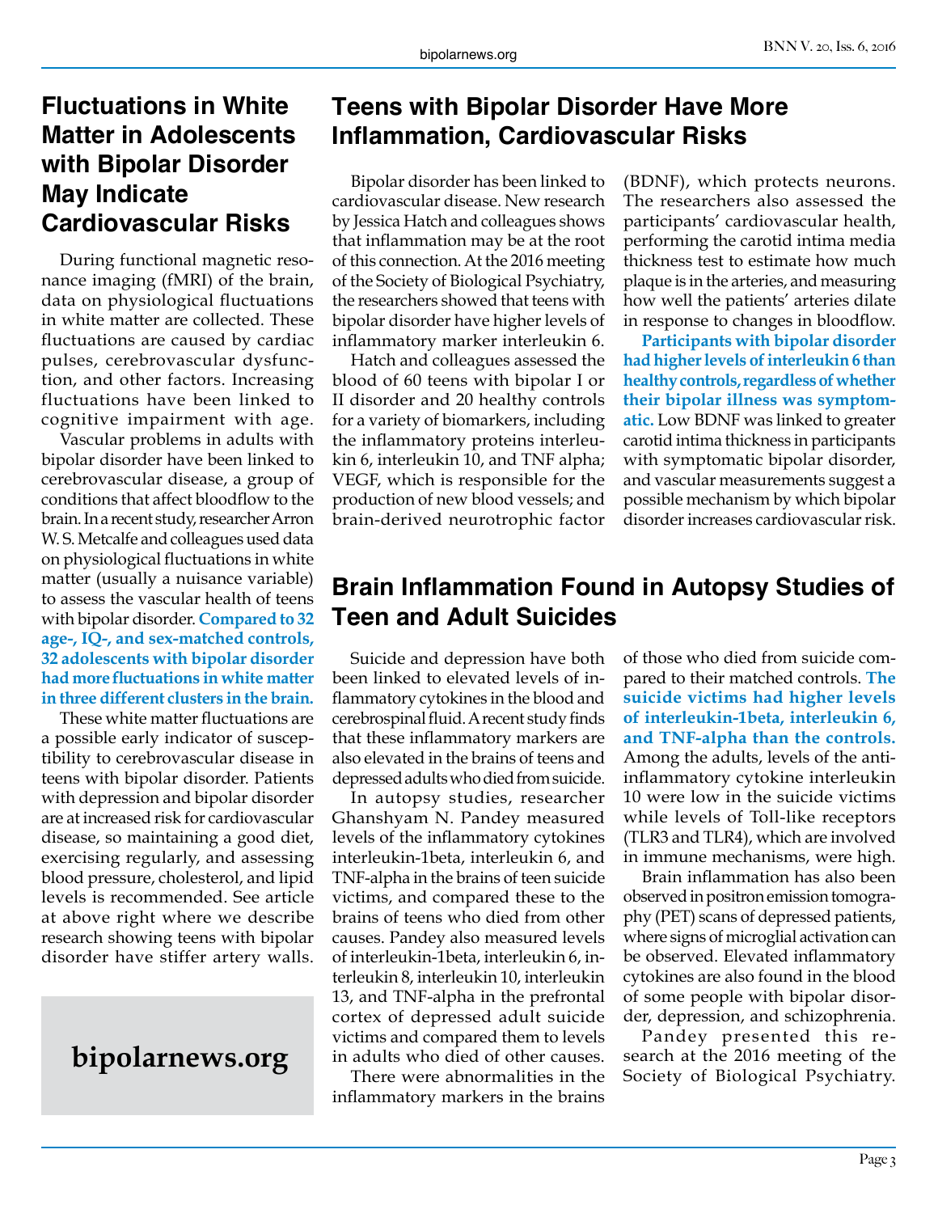## Fluctuations in White Matter in Adolescents with Bipolar Disorder May Indicate Cardiovascular Risks

During functional magnetic resonance imaging (fMRI) of the brain, data on physiological fluctuations in white matter are collected. These fluctuations are caused by cardiac pulses, cerebrovascular dysfunction, and other factors. Increasing fluctuations have been linked to cognitive impairment with age.

Vascular problems in adults with bipolar disorder have been linked to cerebrovascular disease, a group of conditions that affect bloodflow to the brain. In a recent study, researcher Arron W. S. Metcalfe and colleagues used data on physiological fluctuations in white matter (usually a nuisance variable) to assess the vascular health of teens with bipolar disorder. **Compared to 32 age-, IQ-, and sex-matched controls, 32 adolescents with bipolar disorder had more fluctuations in white matter in three different clusters in the brain.**

These white matter fluctuations are a possible early indicator of susceptibility to cerebrovascular disease in teens with bipolar disorder. Patients with depression and bipolar disorder are at increased risk for cardiovascular disease, so maintaining a good diet, exercising regularly, and assessing blood pressure, cholesterol, and lipid levels is recommended. See article at above right where we describe research showing teens with bipolar disorder have stiffer artery walls.

**bipolarnews.org**

## Teens with Bipolar Disorder Have More Inflammation, Cardiovascular Risks

Bipolar disorder has been linked to cardiovascular disease. New research by Jessica Hatch and colleagues shows that inflammation may be at the root of this connection. At the 2016 meeting of the Society of Biological Psychiatry, the researchers showed that teens with bipolar disorder have higher levels of inflammatory marker interleukin 6.

Hatch and colleagues assessed the blood of 60 teens with bipolar I or II disorder and 20 healthy controls for a variety of biomarkers, including the inflammatory proteins interleukin 6, interleukin 10, and TNF alpha; VEGF, which is responsible for the production of new blood vessels; and brain-derived neurotrophic factor (BDNF), which protects neurons. The researchers also assessed the participants' cardiovascular health, performing the carotid intima media thickness test to estimate how much plaque is in the arteries, and measuring how well the patients' arteries dilate in response to changes in bloodflow.

**Participants with bipolar disorder had higher levels of interleukin 6 than healthy controls, regardless of whether their bipolar illness was symptomatic.** Low BDNF was linked to greater carotid intima thickness in participants with symptomatic bipolar disorder, and vascular measurements suggest a possible mechanism by which bipolar disorder increases cardiovascular risk.

## Brain Inflammation Found in Autopsy Studies of Teen and Adult Suicides

Suicide and depression have both been linked to elevated levels of inflammatory cytokines in the blood and cerebrospinal fluid. A recent study finds that these inflammatory markers are also elevated in the brains of teens and depressed adults who died from suicide.

In autopsy studies, researcher Ghanshyam N. Pandey measured levels of the inflammatory cytokines interleukin-1beta, interleukin 6, and TNF-alpha in the brains of teen suicide victims, and compared these to the brains of teens who died from other causes. Pandey also measured levels of interleukin-1beta, interleukin 6, interleukin 8, interleukin 10, interleukin 13, and TNF-alpha in the prefrontal cortex of depressed adult suicide victims and compared them to levels in adults who died of other causes.

There were abnormalities in the inflammatory markers in the brains of those who died from suicide compared to their matched controls. **The suicide victims had higher levels of interleukin-1beta, interleukin 6, and TNF-alpha than the controls.** Among the adults, levels of the anti-inflammatory cytokine interleukin 10 were low in the suicide victims while levels of Toll-like receptors (TLR3 and TLR4), which are involved in immune mechanisms, were high.

Brain inflammation has also been observed in positron emission tomography (PET) scans of depressed patients, where signs of microglial activation can be observed. Elevated inflammatory cytokines are also found in the blood of some people with bipolar disorder, depression, and schizophrenia.

Pandey presented this research at the 2016 meeting of the Society of Biological Psychiatry.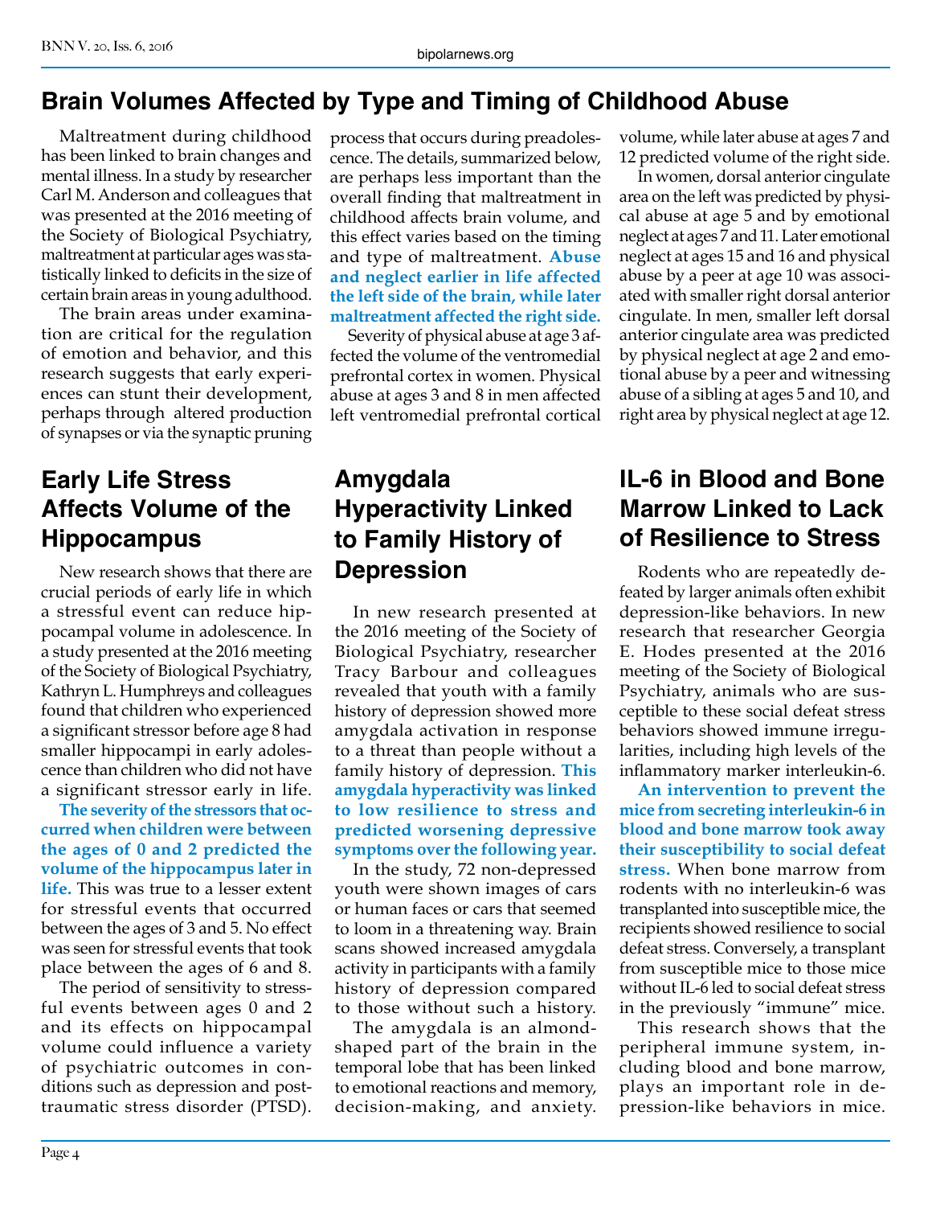## Brain Volumes Affected by Type and Timing of Childhood Abuse

Maltreatment during childhood has been linked to brain changes and mental illness. In a study by researcher Carl M. Anderson and colleagues that was presented at the 2016 meeting of the Society of Biological Psychiatry, maltreatment at particular ages was statistically linked to deficits in the size of certain brain areas in young adulthood.

The brain areas under examination are critical for the regulation of emotion and behavior, and this research suggests that early experiences can stunt their development, perhaps through altered production of synapses or via the synaptic pruning process that occurs during preadolescence. The details, summarized below, are perhaps less important than the overall finding that maltreatment in childhood affects brain volume, and this effect varies based on the timing and type of maltreatment. **Abuse and neglect earlier in life affected the left side of the brain, while later maltreatment affected the right side.**

Severity of physical abuse at age 3 affected the volume of the ventromedial prefrontal cortex in women. Physical abuse at ages 3 and 8 in men affected left ventromedial prefrontal cortical volume, while later abuse at ages 7 and 12 predicted volume of the right side.

In women, dorsal anterior cingulate area on the left was predicted by physical abuse at age 5 and by emotional neglect at ages 7 and 11. Later emotional neglect at ages 15 and 16 and physical abuse by a peer at age 10 was associated with smaller right dorsal anterior cingulate. In men, smaller left dorsal anterior cingulate area was predicted by physical neglect at age 2 and emotional abuse by a peer and witnessing abuse of a sibling at ages 5 and 10, and right area by physical neglect at age 12.

## Early Life Stress Affects Volume of the Hippocampus

New research shows that there are crucial periods of early life in which a stressful event can reduce hippocampal volume in adolescence. In a study presented at the 2016 meeting of the Society of Biological Psychiatry, Kathryn L. Humphreys and colleagues found that children who experienced a significant stressor before age 8 had smaller hippocampi in early adolescence than children who did not have a significant stressor early in life.

**The severity of the stressors that occurred when children were between the ages of 0 and 2 predicted the volume of the hippocampus later in life.** This was true to a lesser extent for stressful events that occurred between the ages of 3 and 5. No effect was seen for stressful events that took place between the ages of 6 and 8.

The period of sensitivity to stressful events between ages 0 and 2 and its effects on hippocampal volume could influence a variety of psychiatric outcomes in conditions such as depression and posttraumatic stress disorder (PTSD).

## Amygdala Hyperactivity Linked to Family History of Depression

In new research presented at the 2016 meeting of the Society of Biological Psychiatry, researcher Tracy Barbour and colleagues revealed that youth with a family history of depression showed more amygdala activation in response to a threat than people without a family history of depression. **This amygdala hyperactivity was linked to low resilience to stress and predicted worsening depressive symptoms over the following year.**

In the study, 72 non-depressed youth were shown images of cars or human faces or cars that seemed to loom in a threatening way. Brain scans showed increased amygdala activity in participants with a family history of depression compared to those without such a history.

The amygdala is an almond-shaped part of the brain in the temporal lobe that has been linked to emotional reactions and memory, decision-making, and anxiety.

## IL-6 in Blood and Bone Marrow Linked to Lack of Resilience to Stress

Rodents who are repeatedly defeated by larger animals often exhibit depression-like behaviors. In new research that researcher Georgia E. Hodes presented at the 2016 meeting of the Society of Biological Psychiatry, animals who are susceptible to these social defeat stress behaviors showed immune irregularities, including high levels of the inflammatory marker interleukin-6.

**An intervention to prevent the mice from secreting interleukin-6 in blood and bone marrow took away their susceptibility to social defeat stress.** When bone marrow from rodents with no interleukin-6 was transplanted into susceptible mice, the recipients showed resilience to social defeat stress. Conversely, a transplant from susceptible mice to those mice without IL-6 led to social defeat stress in the previously "immune" mice.

This research shows that the peripheral immune system, including blood and bone marrow, plays an important role in depression-like behaviors in mice.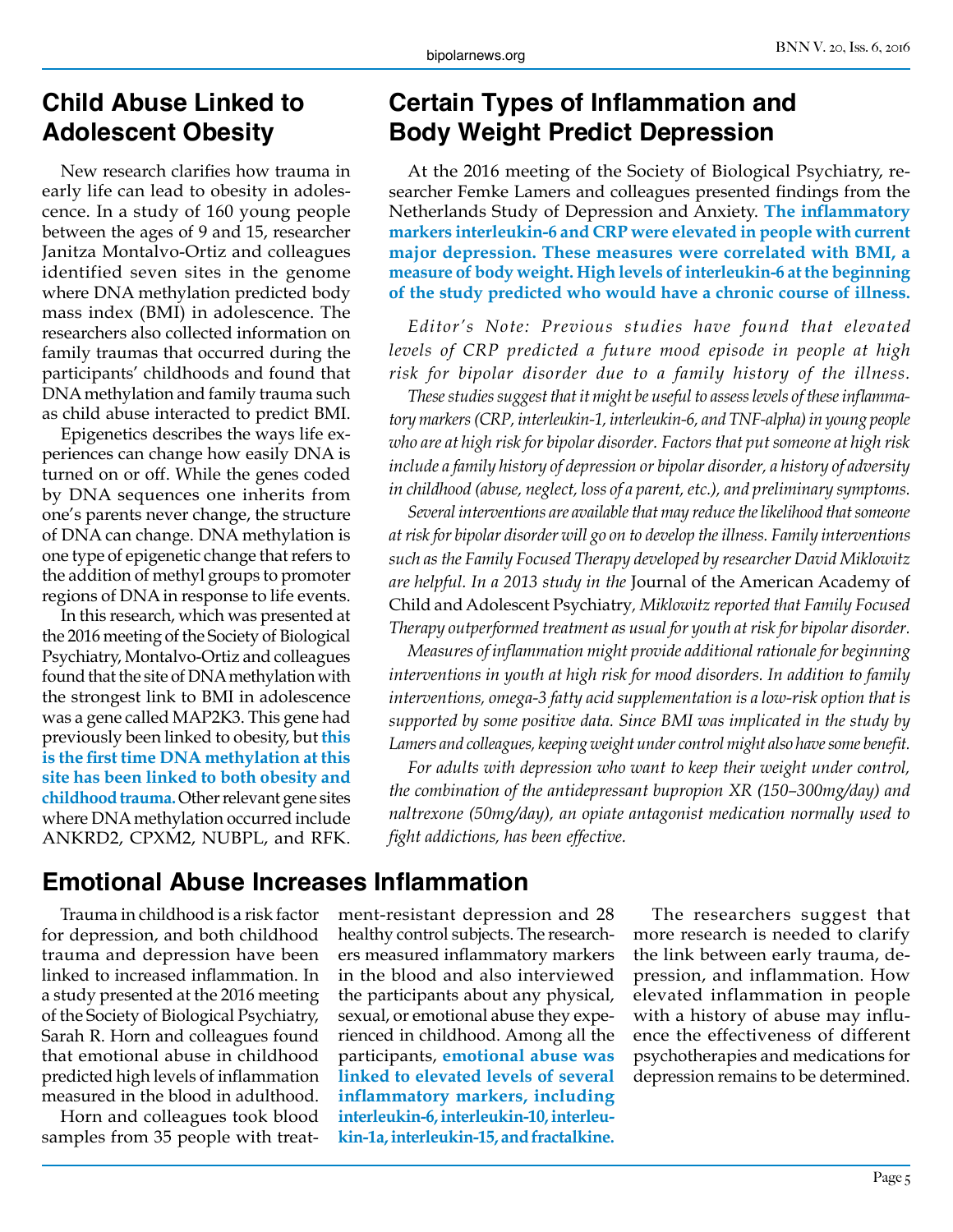## Child Abuse Linked to Adolescent Obesity

New research clarifies how trauma in early life can lead to obesity in adolescence. In a study of 160 young people between the ages of 9 and 15, researcher Janitza Montalvo-Ortiz and colleagues identified seven sites in the genome where DNA methylation predicted body mass index (BMI) in adolescence. The researchers also collected information on family traumas that occurred during the participants' childhoods and found that DNA methylation and family trauma such as child abuse interacted to predict BMI.

Epigenetics describes the ways life experiences can change how easily DNA is turned on or off. While the genes coded by DNA sequences one inherits from one's parents never change, the structure of DNA can change. DNA methylation is one type of epigenetic change that refers to the addition of methyl groups to promoter regions of DNA in response to life events.

In this research, which was presented at the 2016 meeting of the Society of Biological Psychiatry, Montalvo-Ortiz and colleagues found that the site of DNA methylation with the strongest link to BMI in adolescence was a gene called MAP2K3. This gene had previously been linked to obesity, but **this is the first time DNA methylation at this site has been linked to both obesity and childhood trauma.** Other relevant gene sites where DNA methylation occurred include ANKRD2, CPXM2, NUBPL, and RFK.

## Certain Types of Inflammation and Body Weight Predict Depression

At the 2016 meeting of the Society of Biological Psychiatry, researcher Femke Lamers and colleagues presented findings from the Netherlands Study of Depression and Anxiety. **The inflammatory markers interleukin-6 and CRP were elevated in people with current major depression. These measures were correlated with BMI, a measure of body weight. High levels of interleukin-6 at the beginning of the study predicted who would have a chronic course of illness.**

*Editor's Note: Previous studies have found that elevated levels of CRP predicted a future mood episode in people at high risk for bipolar disorder due to a family history of the illness.*

*These studies suggest that it might be useful to assess levels of these inflammatory markers (CRP, interleukin-1, interleukin-6, and TNF-alpha) in young people who are at high risk for bipolar disorder. Factors that put someone at high risk include a family history of depression or bipolar disorder, a history of adversity in childhood (abuse, neglect, loss of a parent, etc.), and preliminary symptoms.*

*Several interventions are available that may reduce the likelihood that someone at risk for bipolar disorder will go on to develop the illness. Family interventions such as the Family Focused Therapy developed by researcher David Miklowitz are helpful. In a 2013 study in the* Journal of the American Academy of Child and Adolescent Psychiatry*, Miklowitz reported that Family Focused Therapy outperformed treatment as usual for youth at risk for bipolar disorder.*

*Measures of inflammation might provide additional rationale for beginning interventions in youth at high risk for mood disorders. In addition to family interventions, omega-3 fatty acid supplementation is a low-risk option that is supported by some positive data. Since BMI was implicated in the study by Lamers and colleagues, keeping weight under control might also have some benefit.*

*For adults with depression who want to keep their weight under control, the combination of the antidepressant bupropion XR (150–300mg/day) and naltrexone (50mg/day), an opiate antagonist medication normally used to fight addictions, has been effective.*

## Emotional Abuse Increases Inflammation

Trauma in childhood is a risk factor for depression, and both childhood trauma and depression have been linked to increased inflammation. In a study presented at the 2016 meeting of the Society of Biological Psychiatry, Sarah R. Horn and colleagues found that emotional abuse in childhood predicted high levels of inflammation measured in the blood in adulthood.

Horn and colleagues took blood samples from 35 people with treatment-resistant depression and 28 healthy control subjects. The researchers measured inflammatory markers in the blood and also interviewed the participants about any physical, sexual, or emotional abuse they experienced in childhood. Among all the participants, **emotional abuse was linked to elevated levels of several inflammatory markers, including interleukin-6, interleukin-10, interleukin-1a, interleukin-15, and fractalkine.**

The researchers suggest that more research is needed to clarify the link between early trauma, depression, and inflammation. How elevated inflammation in people with a history of abuse may influence the effectiveness of different psychotherapies and medications for depression remains to be determined.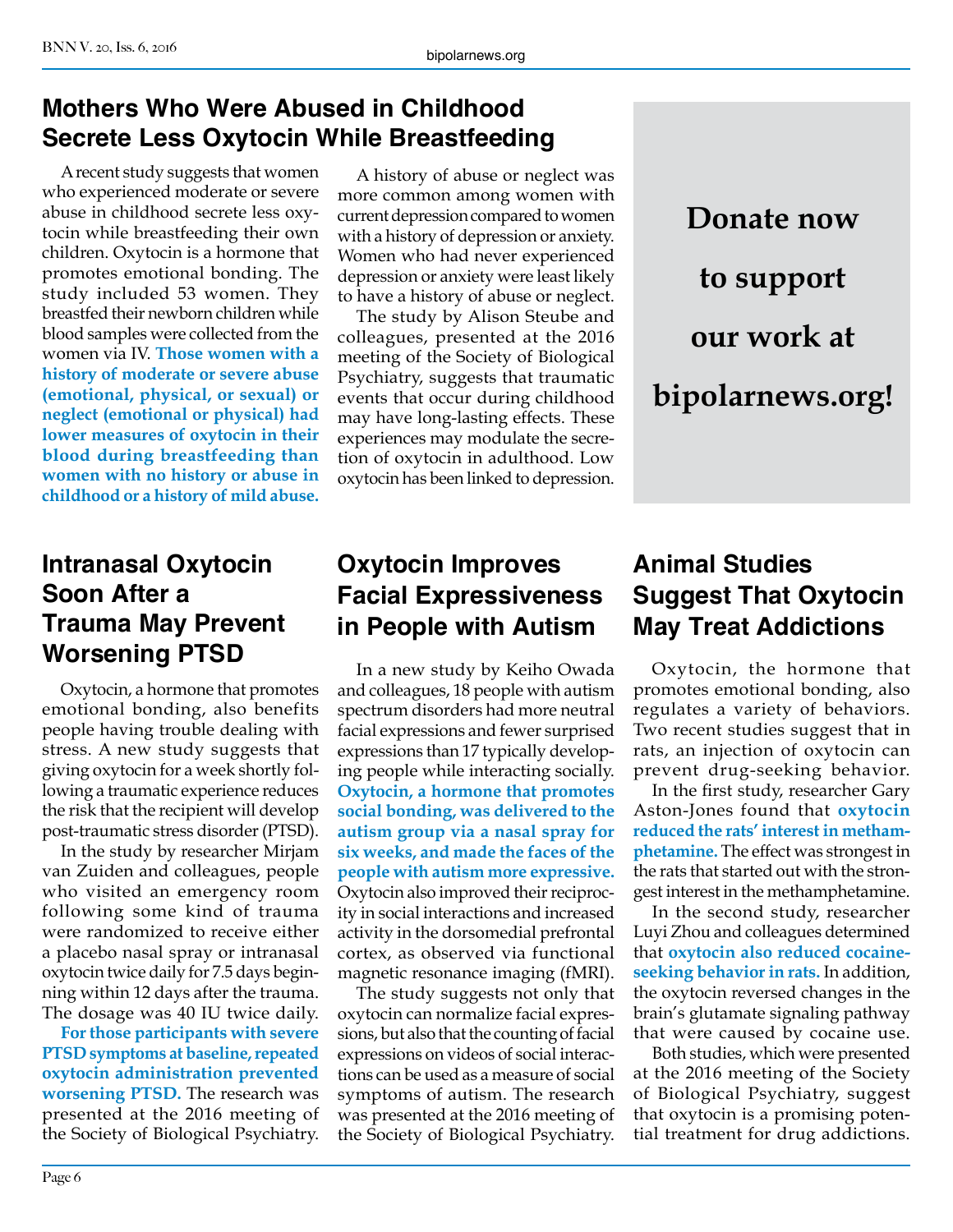## Mothers Who Were Abused in Childhood Secrete Less Oxytocin While Breastfeeding

A recent study suggests that women who experienced moderate or severe abuse in childhood secrete less oxytocin while breastfeeding their own children. Oxytocin is a hormone that promotes emotional bonding. The study included 53 women. They breastfed their newborn children while blood samples were collected from the women via IV. **Those women with a history of moderate or severe abuse (emotional, physical, or sexual) or neglect (emotional or physical) had lower measures of oxytocin in their blood during breastfeeding than women with no history or abuse in childhood or a history of mild abuse.**

A history of abuse or neglect was more common among women with current depression compared to women with a history of depression or anxiety. Women who had never experienced depression or anxiety were least likely to have a history of abuse or neglect.

The study by Alison Steube and colleagues, presented at the 2016 meeting of the Society of Biological Psychiatry, suggests that traumatic events that occur during childhood may have long-lasting effects. These experiences may modulate the secretion of oxytocin in adulthood. Low oxytocin has been linked to depression.

**Donate now to support our work at bipolarnews.org!**

## Intranasal Oxytocin Soon After a Trauma May Prevent Worsening PTSD

Oxytocin, a hormone that promotes emotional bonding, also benefits people having trouble dealing with stress. A new study suggests that giving oxytocin for a week shortly following a traumatic experience reduces the risk that the recipient will develop post-traumatic stress disorder (PTSD).

In the study by researcher Mirjam van Zuiden and colleagues, people who visited an emergency room following some kind of trauma were randomized to receive either a placebo nasal spray or intranasal oxytocin twice daily for 7.5 days beginning within 12 days after the trauma. The dosage was 40 IU twice daily.

**For those participants with severe PTSD symptoms at baseline, repeated oxytocin administration prevented worsening PTSD.** The research was presented at the 2016 meeting of the Society of Biological Psychiatry.

## Oxytocin Improves Facial Expressiveness in People with Autism

In a new study by Keiho Owada and colleagues, 18 people with autism spectrum disorders had more neutral facial expressions and fewer surprised expressions than 17 typically developing people while interacting socially. **Oxytocin, a hormone that promotes social bonding, was delivered to the autism group via a nasal spray for six weeks, and made the faces of the people with autism more expressive.** Oxytocin also improved their reciprocity in social interactions and increased activity in the dorsomedial prefrontal cortex, as observed via functional magnetic resonance imaging (fMRI).

The study suggests not only that oxytocin can normalize facial expressions, but also that the counting of facial expressions on videos of social interactions can be used as a measure of social symptoms of autism. The research was presented at the 2016 meeting of the Society of Biological Psychiatry.

## Animal Studies Suggest That Oxytocin May Treat Addictions

Oxytocin, the hormone that promotes emotional bonding, also regulates a variety of behaviors. Two recent studies suggest that in rats, an injection of oxytocin can prevent drug-seeking behavior.

In the first study, researcher Gary Aston-Jones found that **oxytocin reduced the rats' interest in methamphetamine.** The effect was strongest in the rats that started out with the strongest interest in the methamphetamine.

In the second study, researcher Luyi Zhou and colleagues determined that **oxytocin also reduced cocaine-seeking behavior in rats.** In addition, the oxytocin reversed changes in the brain's glutamate signaling pathway that were caused by cocaine use.

Both studies, which were presented at the 2016 meeting of the Society of Biological Psychiatry, suggest that oxytocin is a promising potential treatment for drug addictions.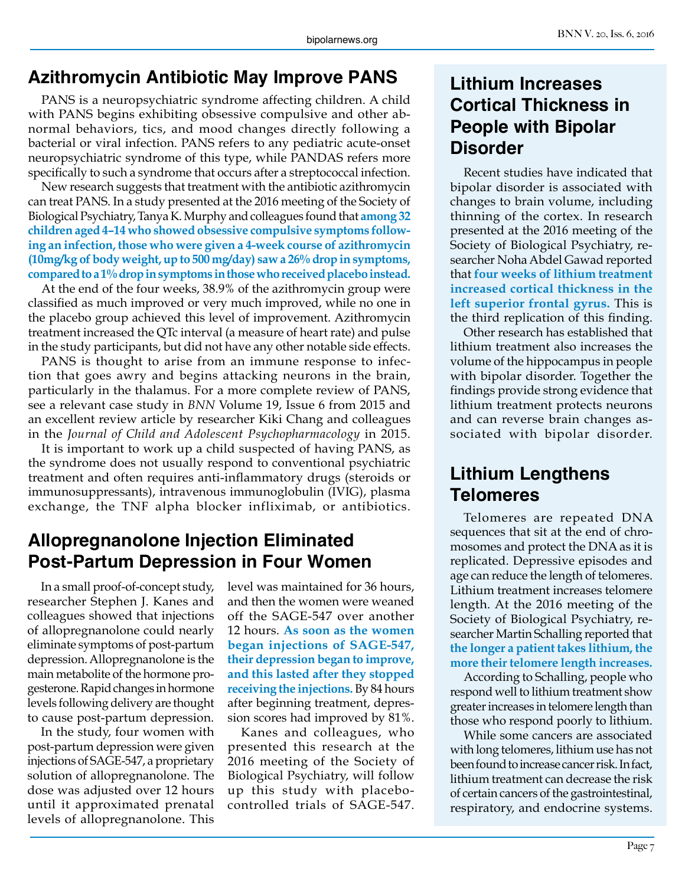## Azithromycin Antibiotic May Improve PANS

PANS is a neuropsychiatric syndrome affecting children. A child with PANS begins exhibiting obsessive compulsive and other abnormal behaviors, tics, and mood changes directly following a bacterial or viral infection. PANS refers to any pediatric acute-onset neuropsychiatric syndrome of this type, while PANDAS refers more specifically to such a syndrome that occurs after a streptococcal infection.

New research suggests that treatment with the antibiotic azithromycin can treat PANS. In a study presented at the 2016 meeting of the Society of Biological Psychiatry, Tanya K. Murphy and colleagues found that **among 32 children aged 4–14 who showed obsessive compulsive symptoms following an infection, those who were given a 4-week course of azithromycin (10mg/kg of body weight, up to 500 mg/day) saw a 26% drop in symptoms, compared to a 1% drop in symptoms in those who received placebo instead.**

At the end of the four weeks, 38.9% of the azithromycin group were classified as much improved or very much improved, while no one in the placebo group achieved this level of improvement. Azithromycin treatment increased the QTc interval (a measure of heart rate) and pulse in the study participants, but did not have any other notable side effects.

PANS is thought to arise from an immune response to infection that goes awry and begins attacking neurons in the brain, particularly in the thalamus. For a more complete review of PANS, see a relevant case study in *BNN* Volume 19, Issue 6 from 2015 and an excellent review article by researcher Kiki Chang and colleagues in the *Journal of Child and Adolescent Psychopharmacology* in 2015.

It is important to work up a child suspected of having PANS, as the syndrome does not usually respond to conventional psychiatric treatment and often requires anti-inflammatory drugs (steroids or immunosuppressants), intravenous immunoglobulin (IVIG), plasma exchange, the TNF alpha blocker infliximab, or antibiotics.

## Allopregnanolone Injection Eliminated Post-Partum Depression in Four Women

In a small proof-of-concept study, researcher Stephen J. Kanes and colleagues showed that injections of allopregnanolone could nearly eliminate symptoms of post-partum depression. Allopregnanolone is the main metabolite of the hormone progesterone. Rapid changes in hormone levels following delivery are thought to cause post-partum depression.

In the study, four women with post-partum depression were given injections of SAGE-547, a proprietary solution of allopregnanolone. The dose was adjusted over 12 hours until it approximated prenatal levels of allopregnanolone. This level was maintained for 36 hours, and then the women were weaned off the SAGE-547 over another 12 hours. **As soon as the women began injections of SAGE-547, their depression began to improve, and this lasted after they stopped receiving the injections.** By 84 hours after beginning treatment, depression scores had improved by 81%.

Kanes and colleagues, who presented this research at the 2016 meeting of the Society of Biological Psychiatry, will follow up this study with placebo-controlled trials of SAGE-547.

## Lithium Increases Cortical Thickness in People with Bipolar Disorder

Recent studies have indicated that bipolar disorder is associated with changes to brain volume, including thinning of the cortex. In research presented at the 2016 meeting of the Society of Biological Psychiatry, researcher Noha Abdel Gawad reported that **four weeks of lithium treatment increased cortical thickness in the left superior frontal gyrus.** This is the third replication of this finding.

Other research has established that lithium treatment also increases the volume of the hippocampus in people with bipolar disorder. Together the findings provide strong evidence that lithium treatment protects neurons and can reverse brain changes associated with bipolar disorder.

## Lithium Lengthens Telomeres

Telomeres are repeated DNA sequences that sit at the end of chromosomes and protect the DNA as it is replicated. Depressive episodes and age can reduce the length of telomeres. Lithium treatment increases telomere length. At the 2016 meeting of the Society of Biological Psychiatry, researcher Martin Schalling reported that **the longer a patient takes lithium, the more their telomere length increases.**

According to Schalling, people who respond well to lithium treatment show greater increases in telomere length than those who respond poorly to lithium.

While some cancers are associated with long telomeres, lithium use has not been found to increase cancer risk. In fact, lithium treatment can decrease the risk of certain cancers of the gastrointestinal, respiratory, and endocrine systems.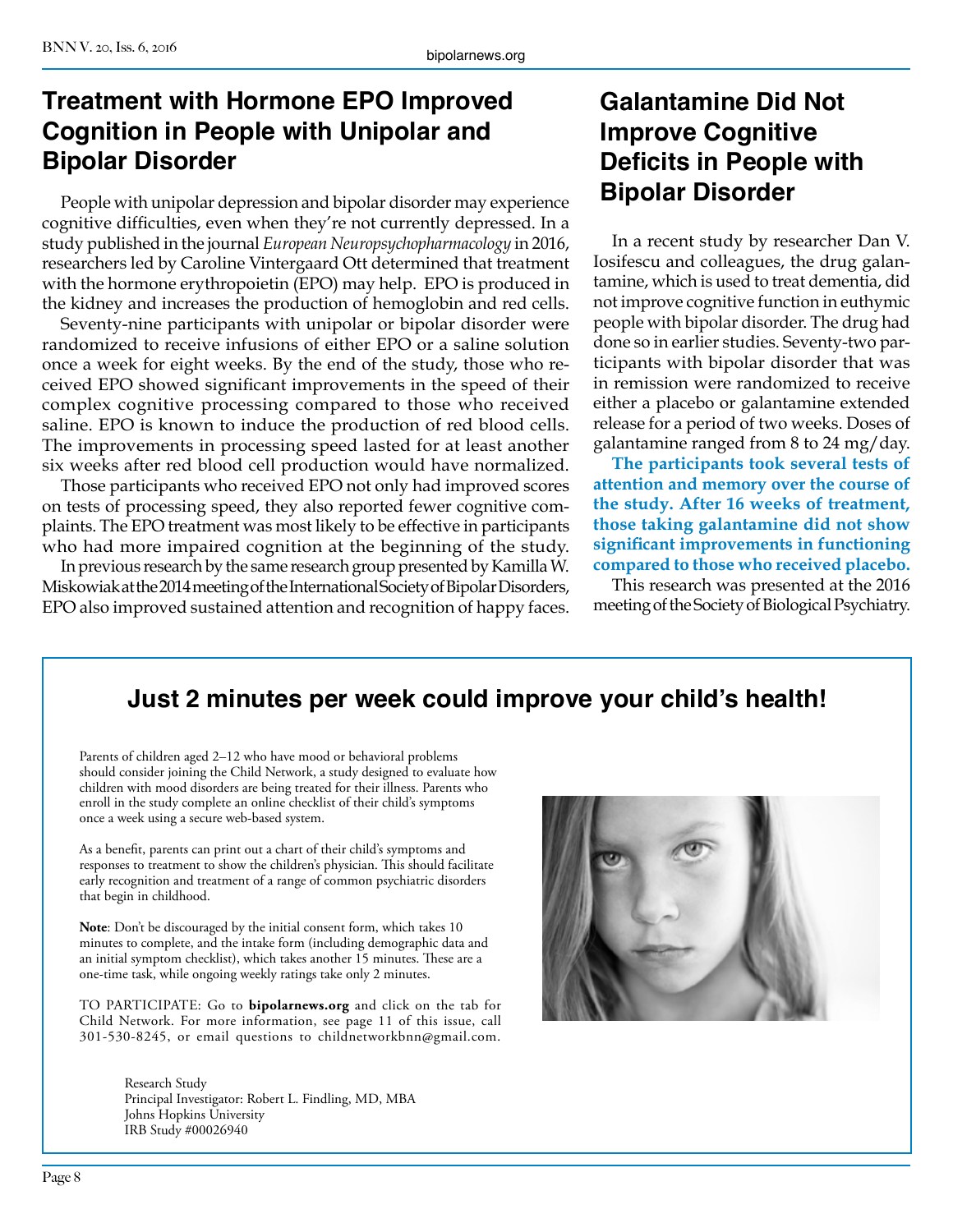## Treatment with Hormone EPO Improved Cognition in People with Unipolar and Bipolar Disorder

People with unipolar depression and bipolar disorder may experience cognitive difficulties, even when they're not currently depressed. In a study published in the journal *European Neuropsychopharmacology* in 2016, researchers led by Caroline Vintergaard Ott determined that treatment with the hormone erythropoietin (EPO) may help. EPO is produced in the kidney and increases the production of hemoglobin and red cells.

Seventy-nine participants with unipolar or bipolar disorder were randomized to receive infusions of either EPO or a saline solution once a week for eight weeks. By the end of the study, those who received EPO showed significant improvements in the speed of their complex cognitive processing compared to those who received saline. EPO is known to induce the production of red blood cells. The improvements in processing speed lasted for at least another six weeks after red blood cell production would have normalized.

Those participants who received EPO not only had improved scores on tests of processing speed, they also reported fewer cognitive complaints. The EPO treatment was most likely to be effective in participants who had more impaired cognition at the beginning of the study.

In previous research by the same research group presented by Kamilla W. Miskowiak at the 2014 meeting of the International Society of Bipolar Disorders, EPO also improved sustained attention and recognition of happy faces.

## Galantamine Did Not Improve Cognitive Deficits in People with Bipolar Disorder

In a recent study by researcher Dan V. Iosifescu and colleagues, the drug galantamine, which is used to treat dementia, did not improve cognitive function in euthymic people with bipolar disorder. The drug had done so in earlier studies. Seventy-two participants with bipolar disorder that was in remission were randomized to receive either a placebo or galantamine extended release for a period of two weeks. Doses of galantamine ranged from 8 to 24 mg/day.

**The participants took several tests of attention and memory over the course of the study. After 16 weeks of treatment, those taking galantamine did not show significant improvements in functioning compared to those who received placebo.**

This research was presented at the 2016 meeting of the Society of Biological Psychiatry.

### Just 2 minutes per week could improve your child's health!

Parents of children aged 2–12 who have mood or behavioral problems should consider joining the Child Network, a study designed to evaluate how children with mood disorders are being treated for their illness. Parents who enroll in the study complete an online checklist of their child's symptoms once a week using a secure web-based system.

As a benefit, parents can print out a chart of their child's symptoms and responses to treatment to show the children's physician. This should facilitate early recognition and treatment of a range of common psychiatric disorders that begin in childhood.

**Note**: Don't be discouraged by the initial consent form, which takes 10 minutes to complete, and the intake form (including demographic data and an initial symptom checklist), which takes another 15 minutes. These are a one-time task, while ongoing weekly ratings take only 2 minutes.

TO PARTICIPATE: Go to **bipolarnews.org** and click on the tab for Child Network. For more information, see page 11 of this issue, call 301-530-8245, or email questions to childnetworkbnn@gmail.com.

Research Study
Principal Investigator: Robert L. Findling, MD, MBA
Johns Hopkins University
IRB Study #00026940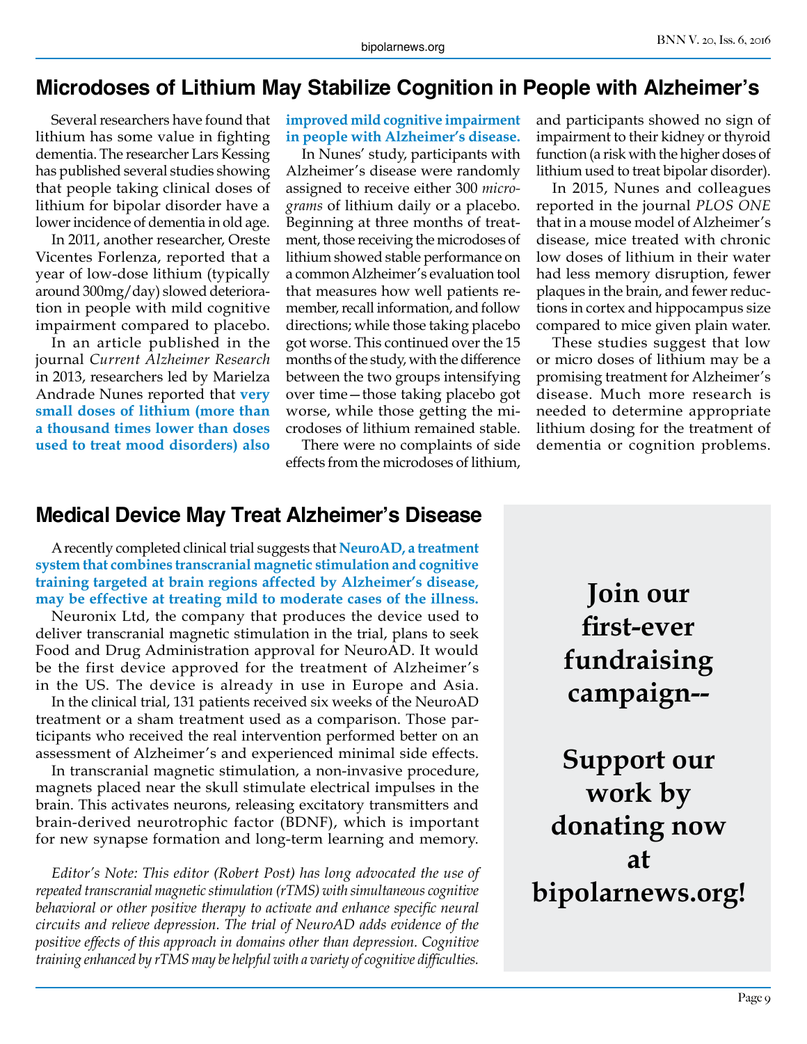## Microdoses of Lithium May Stabilize Cognition in People with Alzheimer's

Several researchers have found that lithium has some value in fighting dementia. The researcher Lars Kessing has published several studies showing that people taking clinical doses of lithium for bipolar disorder have a lower incidence of dementia in old age.

In 2011, another researcher, Oreste Vicentes Forlenza, reported that a year of low-dose lithium (typically around 300mg/day) slowed deterioration in people with mild cognitive impairment compared to placebo.

In an article published in the journal *Current Alzheimer Research* in 2013, researchers led by Marielza Andrade Nunes reported that **very small doses of lithium (more than a thousand times lower than doses used to treat mood disorders) also improved mild cognitive impairment in people with Alzheimer's disease.**

In Nunes' study, participants with Alzheimer's disease were randomly assigned to receive either 300 *micrograms* of lithium daily or a placebo. Beginning at three months of treatment, those receiving the microdoses of lithium showed stable performance on a common Alzheimer's evaluation tool that measures how well patients remember, recall information, and follow directions; while those taking placebo got worse. This continued over the 15 months of the study, with the difference between the two groups intensifying over time—those taking placebo got worse, while those getting the microdoses of lithium remained stable.

There were no complaints of side effects from the microdoses of lithium, and participants showed no sign of impairment to their kidney or thyroid function (a risk with the higher doses of lithium used to treat bipolar disorder).

In 2015, Nunes and colleagues reported in the journal *PLOS ONE* that in a mouse model of Alzheimer's disease, mice treated with chronic low doses of lithium in their water had less memory disruption, fewer plaques in the brain, and fewer reductions in cortex and hippocampus size compared to mice given plain water.

These studies suggest that low or micro doses of lithium may be a promising treatment for Alzheimer's disease. Much more research is needed to determine appropriate lithium dosing for the treatment of dementia or cognition problems.

## Medical Device May Treat Alzheimer's Disease

A recently completed clinical trial suggests that **NeuroAD, a treatment system that combines transcranial magnetic stimulation and cognitive training targeted at brain regions affected by Alzheimer's disease, may be effective at treating mild to moderate cases of the illness.**

Neuronix Ltd, the company that produces the device used to deliver transcranial magnetic stimulation in the trial, plans to seek Food and Drug Administration approval for NeuroAD. It would be the first device approved for the treatment of Alzheimer's in the US. The device is already in use in Europe and Asia.

In the clinical trial, 131 patients received six weeks of the NeuroAD treatment or a sham treatment used as a comparison. Those participants who received the real intervention performed better on an assessment of Alzheimer's and experienced minimal side effects.

In transcranial magnetic stimulation, a non-invasive procedure, magnets placed near the skull stimulate electrical impulses in the brain. This activates neurons, releasing excitatory transmitters and brain-derived neurotrophic factor (BDNF), which is important for new synapse formation and long-term learning and memory.

*Editor's Note: This editor (Robert Post) has long advocated the use of repeated transcranial magnetic stimulation (rTMS) with simultaneous cognitive behavioral or other positive therapy to activate and enhance specific neural circuits and relieve depression. The trial of NeuroAD adds evidence of the positive effects of this approach in domains other than depression. Cognitive training enhanced by rTMS may be helpful with a variety of cognitive difficulties.*

**Join our first-ever fundraising campaign--**

**Support our work by donating now at bipolarnews.org!**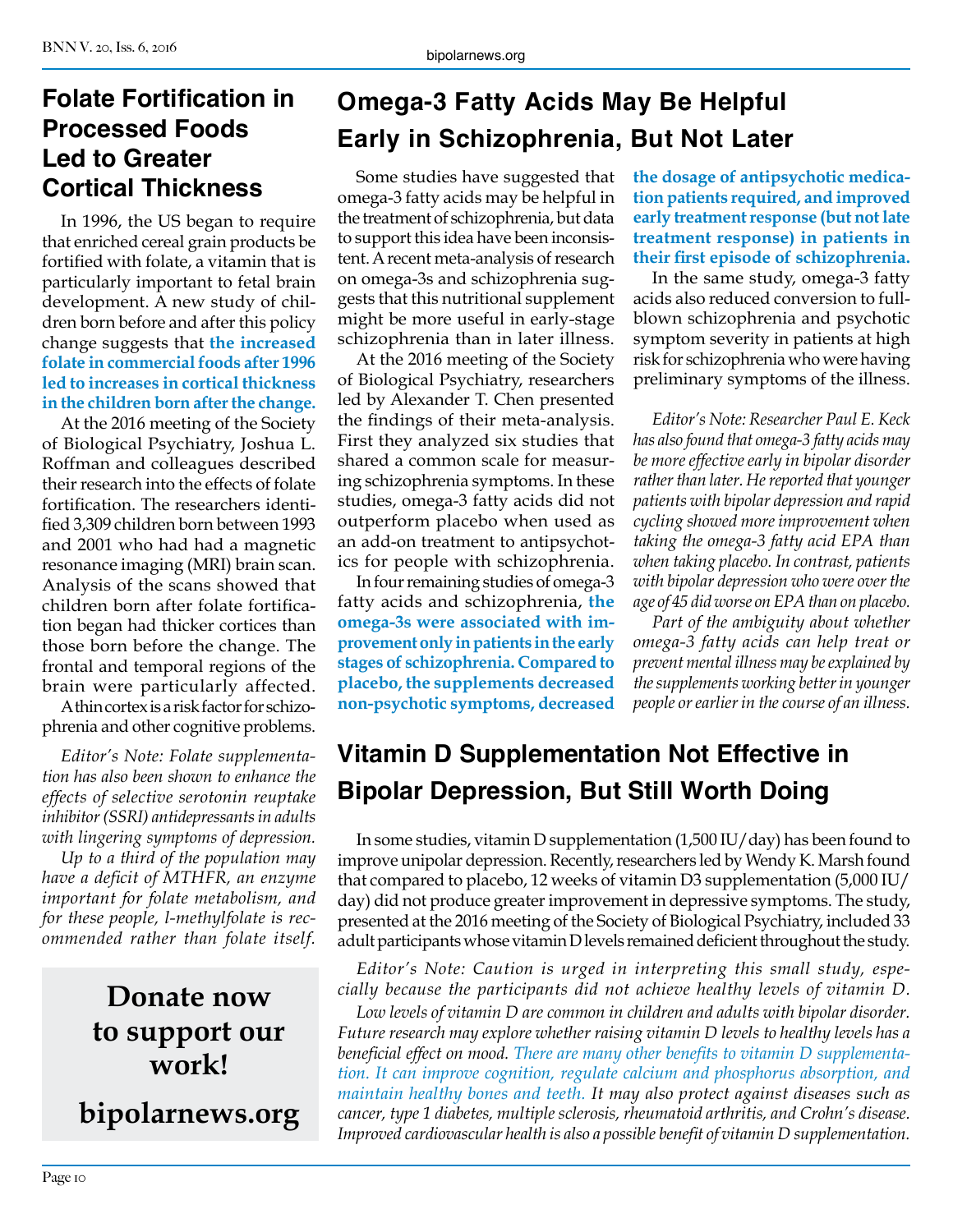## Folate Fortification in Processed Foods Led to Greater Cortical Thickness

In 1996, the US began to require that enriched cereal grain products be fortified with folate, a vitamin that is particularly important to fetal brain development. A new study of children born before and after this policy change suggests that **the increased folate in commercial foods after 1996 led to increases in cortical thickness in the children born after the change.**

At the 2016 meeting of the Society of Biological Psychiatry, Joshua L. Roffman and colleagues described their research into the effects of folate fortification. The researchers identified 3,309 children born between 1993 and 2001 who had had a magnetic resonance imaging (MRI) brain scan. Analysis of the scans showed that children born after folate fortification began had thicker cortices than those born before the change. The frontal and temporal regions of the brain were particularly affected.

A thin cortex is a risk factor for schizophrenia and other cognitive problems.

*Editor's Note: Folate supplementation has also been shown to enhance the effects of selective serotonin reuptake inhibitor (SSRI) antidepressants in adults with lingering symptoms of depression.*

*Up to a third of the population may have a deficit of MTHFR, an enzyme important for folate metabolism, and for these people, l-methylfolate is recommended rather than folate itself.*

**Donate now to support our work!**

**bipolarnews.org**

## Omega-3 Fatty Acids May Be Helpful Early in Schizophrenia, But Not Later

Some studies have suggested that omega-3 fatty acids may be helpful in the treatment of schizophrenia, but data to support this idea have been inconsistent. A recent meta-analysis of research on omega-3s and schizophrenia suggests that this nutritional supplement might be more useful in early-stage schizophrenia than in later illness.

At the 2016 meeting of the Society of Biological Psychiatry, researchers led by Alexander T. Chen presented the findings of their meta-analysis. First they analyzed six studies that shared a common scale for measuring schizophrenia symptoms. In these studies, omega-3 fatty acids did not outperform placebo when used as an add-on treatment to antipsychotics for people with schizophrenia.

In four remaining studies of omega-3 fatty acids and schizophrenia, **the omega-3s were associated with improvement only in patients in the early stages of schizophrenia. Compared to placebo, the supplements decreased non-psychotic symptoms, decreased the dosage of antipsychotic medication patients required, and improved early treatment response (but not late treatment response) in patients in their first episode of schizophrenia.**

In the same study, omega-3 fatty acids also reduced conversion to full-blown schizophrenia and psychotic symptom severity in patients at high risk for schizophrenia who were having preliminary symptoms of the illness.

*Editor's Note: Researcher Paul E. Keck has also found that omega-3 fatty acids may be more effective early in bipolar disorder rather than later. He reported that younger patients with bipolar depression and rapid cycling showed more improvement when taking the omega-3 fatty acid EPA than when taking placebo. In contrast, patients with bipolar depression who were over the age of 45 did worse on EPA than on placebo.*

*Part of the ambiguity about whether omega-3 fatty acids can help treat or prevent mental illness may be explained by the supplements working better in younger people or earlier in the course of an illness.*

## Vitamin D Supplementation Not Effective in Bipolar Depression, But Still Worth Doing

In some studies, vitamin D supplementation (1,500 IU/day) has been found to improve unipolar depression. Recently, researchers led by Wendy K. Marsh found that compared to placebo, 12 weeks of vitamin D3 supplementation (5,000 IU/day) did not produce greater improvement in depressive symptoms. The study, presented at the 2016 meeting of the Society of Biological Psychiatry, included 33 adult participants whose vitamin D levels remained deficient throughout the study.

*Editor's Note: Caution is urged in interpreting this small study, especially because the participants did not achieve healthy levels of vitamin D.*

*Low levels of vitamin D are common in children and adults with bipolar disorder. Future research may explore whether raising vitamin D levels to healthy levels has a beneficial effect on mood. There are many other benefits to vitamin D supplementation. It can improve cognition, regulate calcium and phosphorus absorption, and maintain healthy bones and teeth. It may also protect against diseases such as cancer, type 1 diabetes, multiple sclerosis, rheumatoid arthritis, and Crohn's disease. Improved cardiovascular health is also a possible benefit of vitamin D supplementation.*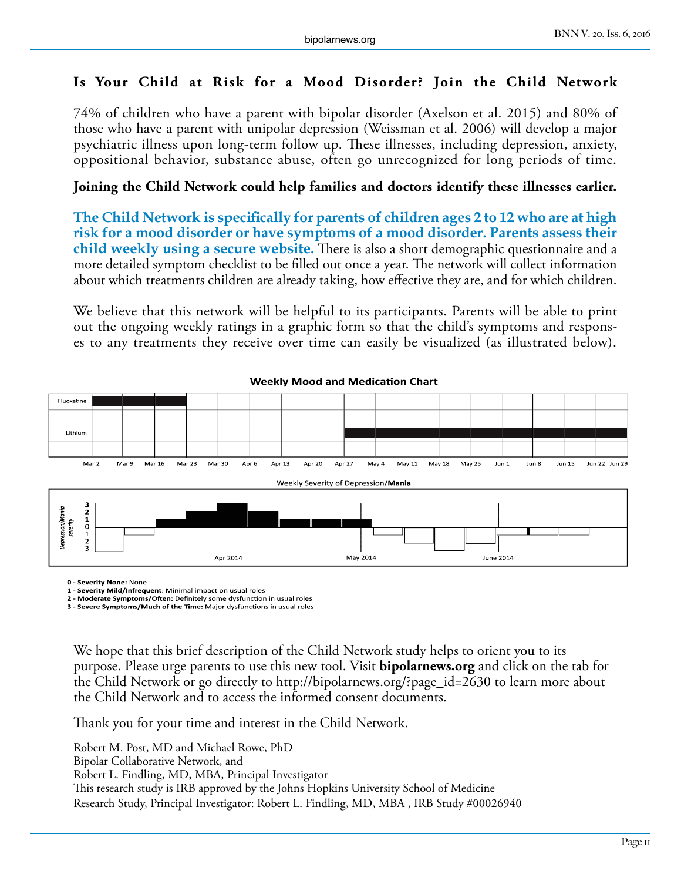## Is Your Child at Risk for a Mood Disorder? Join the Child Network

74% of children who have a parent with bipolar disorder (Axelson et al. 2015) and 80% of those who have a parent with unipolar depression (Weissman et al. 2006) will develop a major psychiatric illness upon long-term follow up. These illnesses, including depression, anxiety, oppositional behavior, substance abuse, often go unrecognized for long periods of time.

**Joining the Child Network could help families and doctors identify these illnesses earlier.**

**The Child Network is specifically for parents of children ages 2 to 12 who are at high risk for a mood disorder or have symptoms of a mood disorder. Parents assess their child weekly using a secure website.** There is also a short demographic questionnaire and a more detailed symptom checklist to be filled out once a year. The network will collect information about which treatments children are already taking, how effective they are, and for which children.

We believe that this network will be helpful to its participants. Parents will be able to print out the ongoing weekly ratings in a graphic form so that the child's symptoms and responses to any treatments they receive over time can easily be visualized (as illustrated below).

**Weekly Mood and Medication Chart**

Fluoxetine: Mar 2 – Mar 23
Lithium: Apr 27 – Jun 29

Mar 2, Mar 9, Mar 16, Mar 23, Mar 30, Apr 6, Apr 13, Apr 20, Apr 27, May 4, May 11, May 18, May 25, Jun 1, Jun 8, Jun 15, Jun 22, Jun 29

Weekly Severity of Depression/**Mania**

*Depression/**Mania** severity*: 3, 2, 1, 0, 1, 2, 3

Apr 2014 · May 2014 · June 2014

**0 - Severity None:** None
**1 - Severity Mild/Infrequent**: Minimal impact on usual roles
**2 - Moderate Symptoms/Often:** Definitely some dysfunction in usual roles
**3 - Severe Symptoms/Much of the Time:** Major dysfunctions in usual roles

We hope that this brief description of the Child Network study helps to orient you to its purpose. Please urge parents to use this new tool. Visit **bipolarnews.org** and click on the tab for the Child Network or go directly to http://bipolarnews.org/?page_id=2630 to learn more about the Child Network and to access the informed consent documents.

Thank you for your time and interest in the Child Network.

Robert M. Post, MD and Michael Rowe, PhD
Bipolar Collaborative Network, and
Robert L. Findling, MD, MBA, Principal Investigator
This research study is IRB approved by the Johns Hopkins University School of Medicine
Research Study, Principal Investigator: Robert L. Findling, MD, MBA , IRB Study #00026940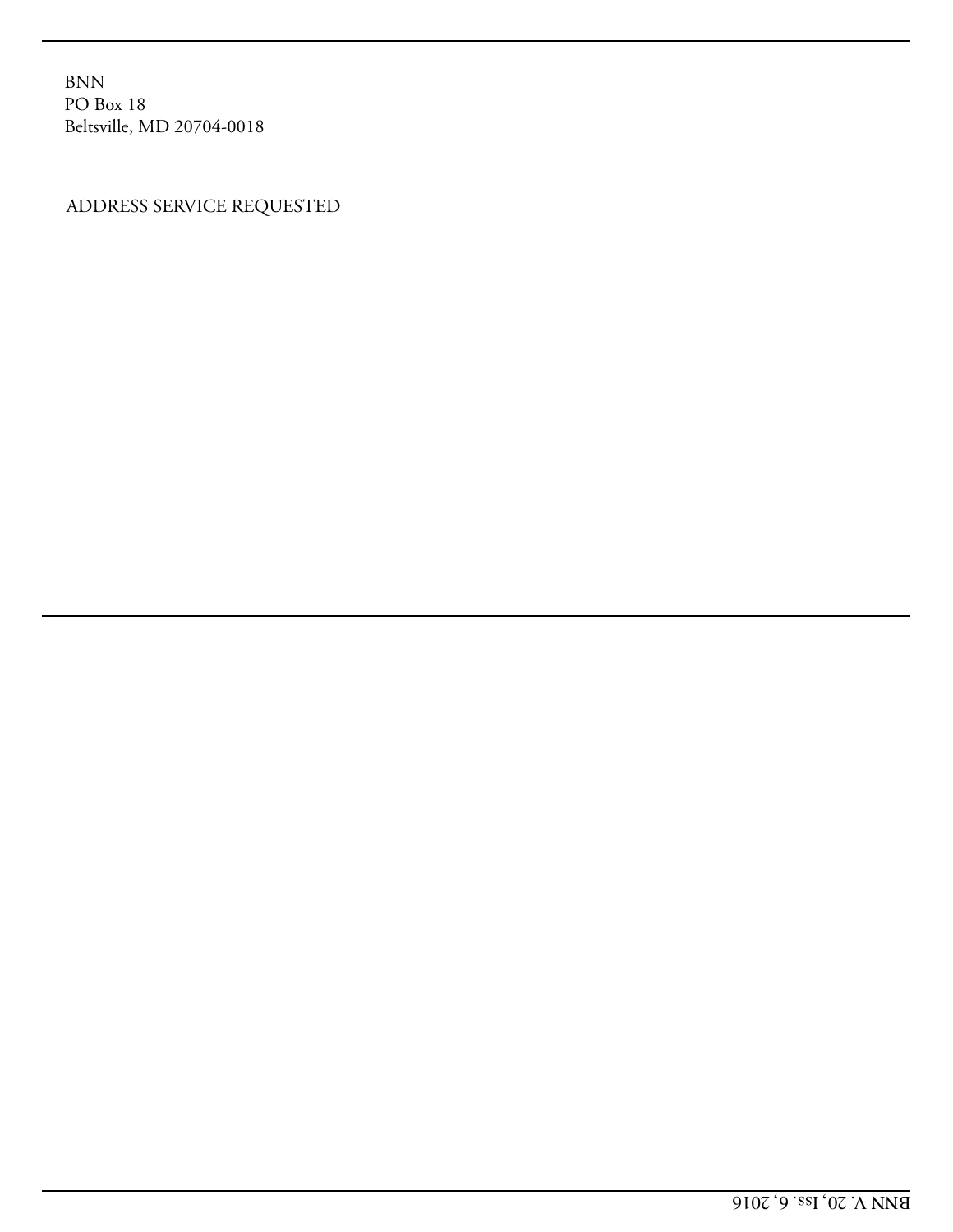BNN
PO Box 18
Beltsville, MD 20704-0018

ADDRESS SERVICE REQUESTED